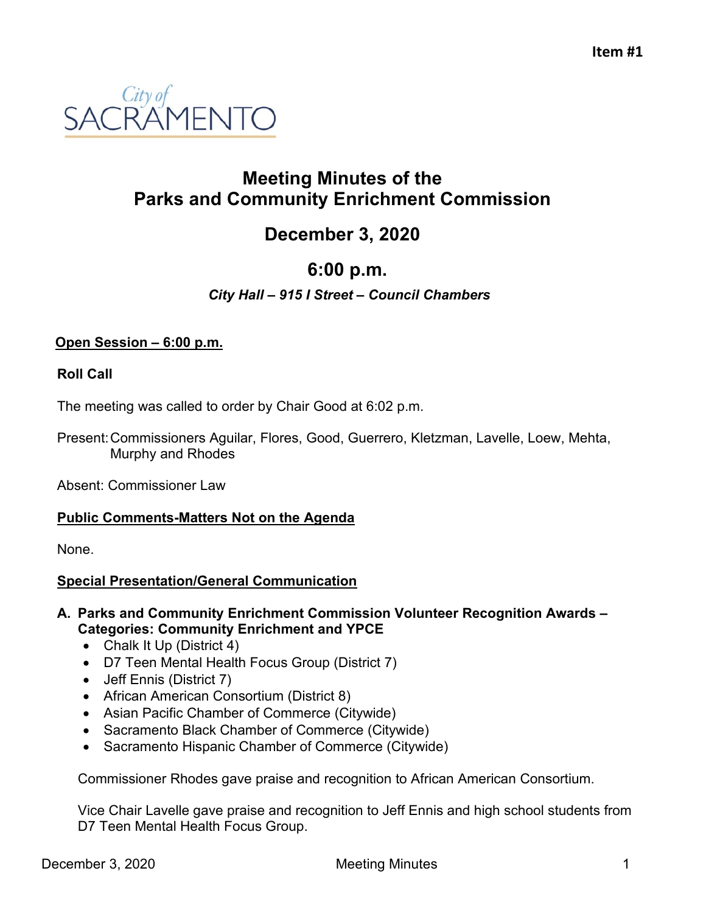**Item #1**

City of SACRAMENTO

# Meeting Minutes of the Parks and Community Enrichment Commission

## December 3, 2020

## 6:00 p.m.

***City Hall – 915 I Street – Council Chambers***

**Open Session – 6:00 p.m.**

**Roll Call**

The meeting was called to order by Chair Good at 6:02 p.m.

Present: Commissioners Aguilar, Flores, Good, Guerrero, Kletzman, Lavelle, Loew, Mehta, Murphy and Rhodes

Absent: Commissioner Law

**Public Comments-Matters Not on the Agenda**

None.

**Special Presentation/General Communication**

**A. Parks and Community Enrichment Commission Volunteer Recognition Awards – Categories: Community Enrichment and YPCE**

- Chalk It Up (District 4)
- D7 Teen Mental Health Focus Group (District 7)
- Jeff Ennis (District 7)
- African American Consortium (District 8)
- Asian Pacific Chamber of Commerce (Citywide)
- Sacramento Black Chamber of Commerce (Citywide)
- Sacramento Hispanic Chamber of Commerce (Citywide)

Commissioner Rhodes gave praise and recognition to African American Consortium.

Vice Chair Lavelle gave praise and recognition to Jeff Ennis and high school students from D7 Teen Mental Health Focus Group.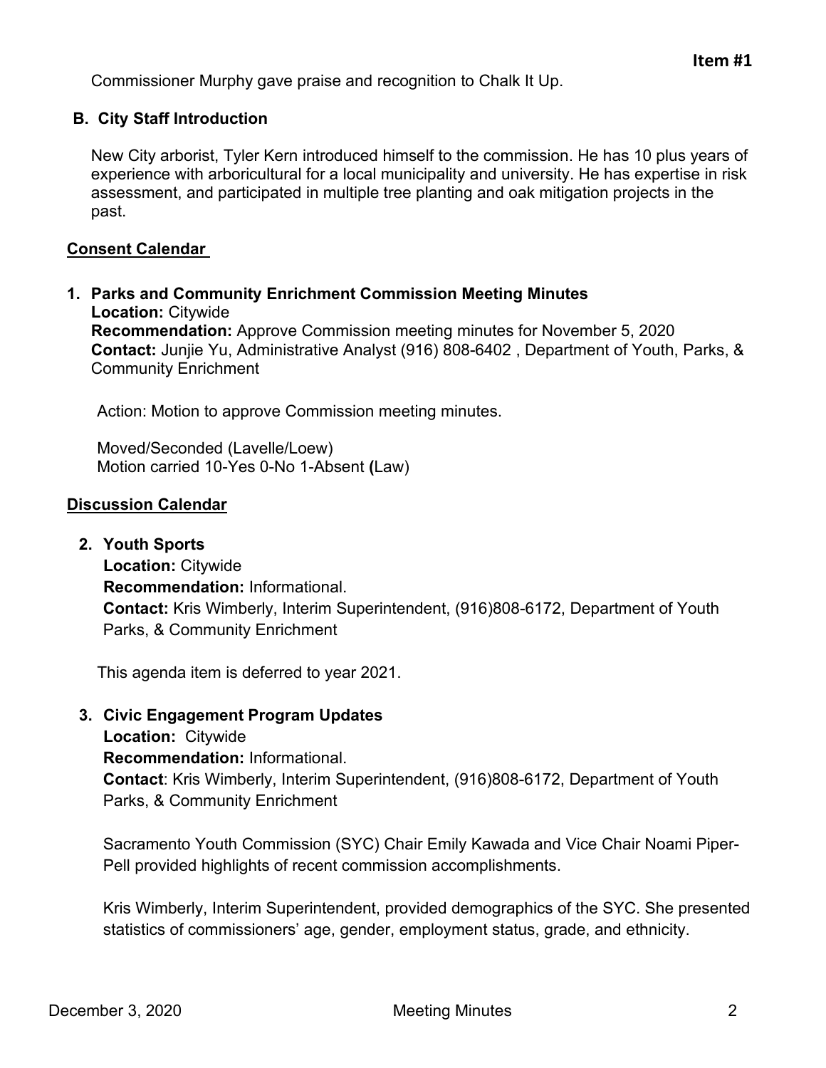Commissioner Murphy gave praise and recognition to Chalk It Up.

**B. City Staff Introduction**

New City arborist, Tyler Kern introduced himself to the commission. He has 10 plus years of experience with arboricultural for a local municipality and university. He has expertise in risk assessment, and participated in multiple tree planting and oak mitigation projects in the past.

**Consent Calendar**

**1. Parks and Community Enrichment Commission Meeting Minutes**
**Location:** Citywide
**Recommendation:** Approve Commission meeting minutes for November 5, 2020
**Contact:** Junjie Yu, Administrative Analyst (916) 808-6402 , Department of Youth, Parks, & Community Enrichment

Action: Motion to approve Commission meeting minutes.

Moved/Seconded (Lavelle/Loew)
Motion carried 10-Yes 0-No 1-Absent (Law)

**Discussion Calendar**

**2. Youth Sports**
**Location:** Citywide
**Recommendation:** Informational.
**Contact:** Kris Wimberly, Interim Superintendent, (916)808-6172, Department of Youth Parks, & Community Enrichment

This agenda item is deferred to year 2021.

**3. Civic Engagement Program Updates**
**Location:** Citywide
**Recommendation:** Informational.
**Contact**: Kris Wimberly, Interim Superintendent, (916)808-6172, Department of Youth Parks, & Community Enrichment

Sacramento Youth Commission (SYC) Chair Emily Kawada and Vice Chair Noami Piper-Pell provided highlights of recent commission accomplishments.

Kris Wimberly, Interim Superintendent, provided demographics of the SYC. She presented statistics of commissioners' age, gender, employment status, grade, and ethnicity.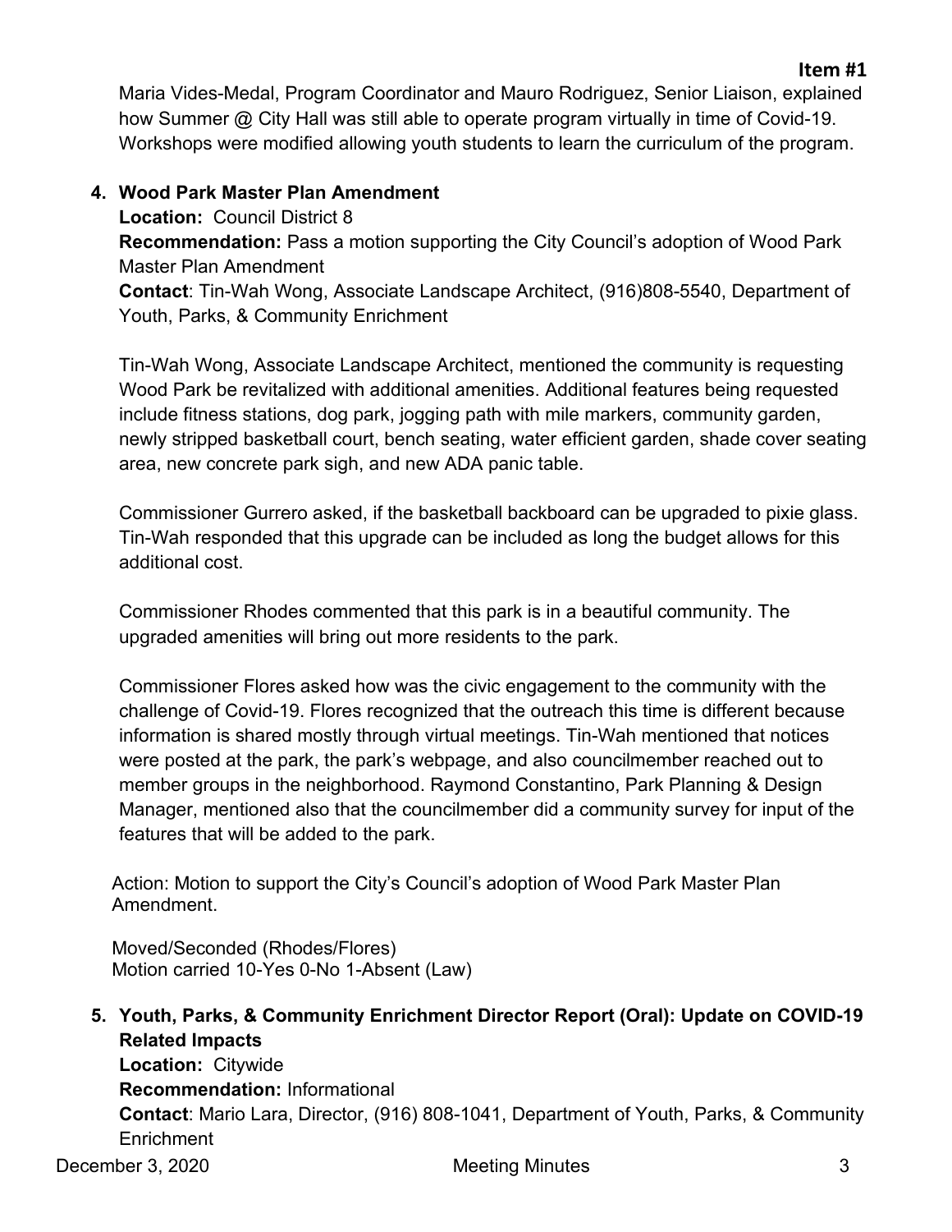Maria Vides-Medal, Program Coordinator and Mauro Rodriguez, Senior Liaison, explained how Summer @ City Hall was still able to operate program virtually in time of Covid-19. Workshops were modified allowing youth students to learn the curriculum of the program.

4. **Wood Park Master Plan Amendment**

   **Location:** Council District 8

   **Recommendation:** Pass a motion supporting the City Council's adoption of Wood Park Master Plan Amendment

   **Contact**: Tin-Wah Wong, Associate Landscape Architect, (916)808-5540, Department of Youth, Parks, & Community Enrichment

   Tin-Wah Wong, Associate Landscape Architect, mentioned the community is requesting Wood Park be revitalized with additional amenities. Additional features being requested include fitness stations, dog park, jogging path with mile markers, community garden, newly stripped basketball court, bench seating, water efficient garden, shade cover seating area, new concrete park sigh, and new ADA panic table.

   Commissioner Gurrero asked, if the basketball backboard can be upgraded to pixie glass. Tin-Wah responded that this upgrade can be included as long the budget allows for this additional cost.

   Commissioner Rhodes commented that this park is in a beautiful community. The upgraded amenities will bring out more residents to the park.

   Commissioner Flores asked how was the civic engagement to the community with the challenge of Covid-19. Flores recognized that the outreach this time is different because information is shared mostly through virtual meetings. Tin-Wah mentioned that notices were posted at the park, the park's webpage, and also councilmember reached out to member groups in the neighborhood. Raymond Constantino, Park Planning & Design Manager, mentioned also that the councilmember did a community survey for input of the features that will be added to the park.

   Action: Motion to support the City's Council's adoption of Wood Park Master Plan Amendment.

   Moved/Seconded (Rhodes/Flores)
   Motion carried 10-Yes 0-No 1-Absent (Law)

5. **Youth, Parks, & Community Enrichment Director Report (Oral): Update on COVID-19 Related Impacts**

   **Location:** Citywide

   **Recommendation:** Informational

   **Contact**: Mario Lara, Director, (916) 808-1041, Department of Youth, Parks, & Community Enrichment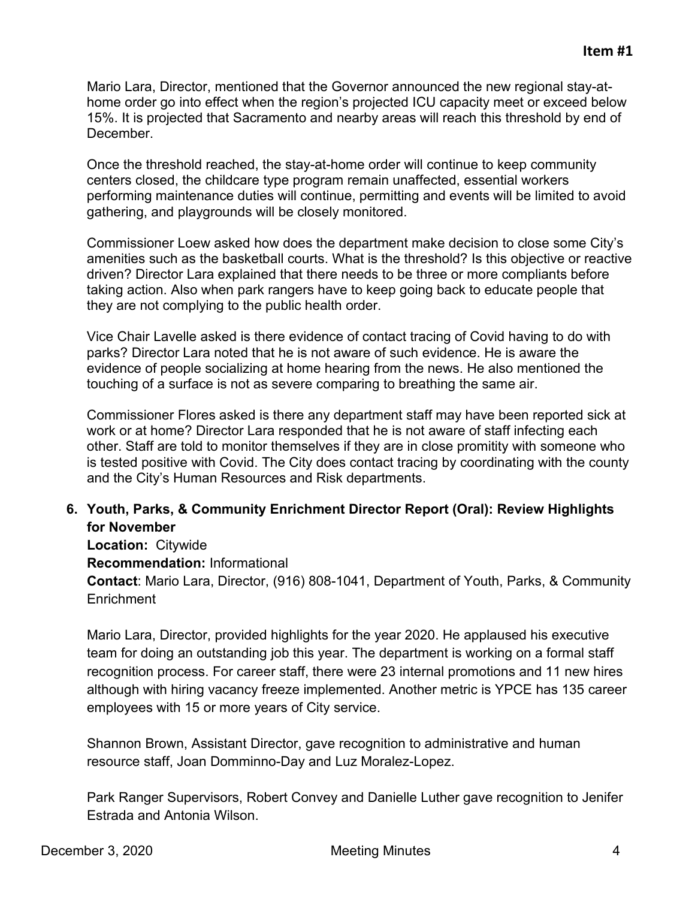Mario Lara, Director, mentioned that the Governor announced the new regional stay-at-home order go into effect when the region's projected ICU capacity meet or exceed below 15%. It is projected that Sacramento and nearby areas will reach this threshold by end of December.

Once the threshold reached, the stay-at-home order will continue to keep community centers closed, the childcare type program remain unaffected, essential workers performing maintenance duties will continue, permitting and events will be limited to avoid gathering, and playgrounds will be closely monitored.

Commissioner Loew asked how does the department make decision to close some City's amenities such as the basketball courts. What is the threshold? Is this objective or reactive driven? Director Lara explained that there needs to be three or more compliants before taking action. Also when park rangers have to keep going back to educate people that they are not complying to the public health order.

Vice Chair Lavelle asked is there evidence of contact tracing of Covid having to do with parks? Director Lara noted that he is not aware of such evidence. He is aware the evidence of people socializing at home hearing from the news. He also mentioned the touching of a surface is not as severe comparing to breathing the same air.

Commissioner Flores asked is there any department staff may have been reported sick at work or at home? Director Lara responded that he is not aware of staff infecting each other. Staff are told to monitor themselves if they are in close promitity with someone who is tested positive with Covid. The City does contact tracing by coordinating with the county and the City's Human Resources and Risk departments.

**6. Youth, Parks, & Community Enrichment Director Report (Oral): Review Highlights for November**

**Location:** Citywide

**Recommendation:** Informational

**Contact**: Mario Lara, Director, (916) 808-1041, Department of Youth, Parks, & Community Enrichment

Mario Lara, Director, provided highlights for the year 2020. He applaused his executive team for doing an outstanding job this year. The department is working on a formal staff recognition process. For career staff, there were 23 internal promotions and 11 new hires although with hiring vacancy freeze implemented. Another metric is YPCE has 135 career employees with 15 or more years of City service.

Shannon Brown, Assistant Director, gave recognition to administrative and human resource staff, Joan Domminno-Day and Luz Moralez-Lopez.

Park Ranger Supervisors, Robert Convey and Danielle Luther gave recognition to Jenifer Estrada and Antonia Wilson.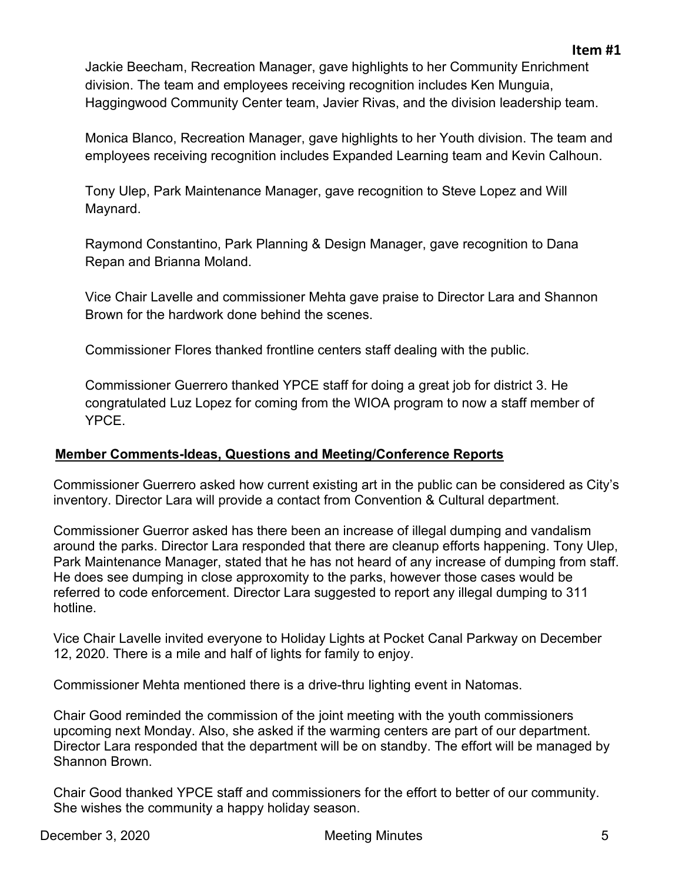Jackie Beecham, Recreation Manager, gave highlights to her Community Enrichment division. The team and employees receiving recognition includes Ken Munguia, Haggingwood Community Center team, Javier Rivas, and the division leadership team.

Monica Blanco, Recreation Manager, gave highlights to her Youth division. The team and employees receiving recognition includes Expanded Learning team and Kevin Calhoun.

Tony Ulep, Park Maintenance Manager, gave recognition to Steve Lopez and Will Maynard.

Raymond Constantino, Park Planning & Design Manager, gave recognition to Dana Repan and Brianna Moland.

Vice Chair Lavelle and commissioner Mehta gave praise to Director Lara and Shannon Brown for the hardwork done behind the scenes.

Commissioner Flores thanked frontline centers staff dealing with the public.

Commissioner Guerrero thanked YPCE staff for doing a great job for district 3. He congratulated Luz Lopez for coming from the WIOA program to now a staff member of YPCE.

**Member Comments-Ideas, Questions and Meeting/Conference Reports**

Commissioner Guerrero asked how current existing art in the public can be considered as City's inventory. Director Lara will provide a contact from Convention & Cultural department.

Commissioner Guerror asked has there been an increase of illegal dumping and vandalism around the parks. Director Lara responded that there are cleanup efforts happening. Tony Ulep, Park Maintenance Manager, stated that he has not heard of any increase of dumping from staff. He does see dumping in close approxomity to the parks, however those cases would be referred to code enforcement. Director Lara suggested to report any illegal dumping to 311 hotline.

Vice Chair Lavelle invited everyone to Holiday Lights at Pocket Canal Parkway on December 12, 2020. There is a mile and half of lights for family to enjoy.

Commissioner Mehta mentioned there is a drive-thru lighting event in Natomas.

Chair Good reminded the commission of the joint meeting with the youth commissioners upcoming next Monday. Also, she asked if the warming centers are part of our department. Director Lara responded that the department will be on standby. The effort will be managed by Shannon Brown.

Chair Good thanked YPCE staff and commissioners for the effort to better of our community. She wishes the community a happy holiday season.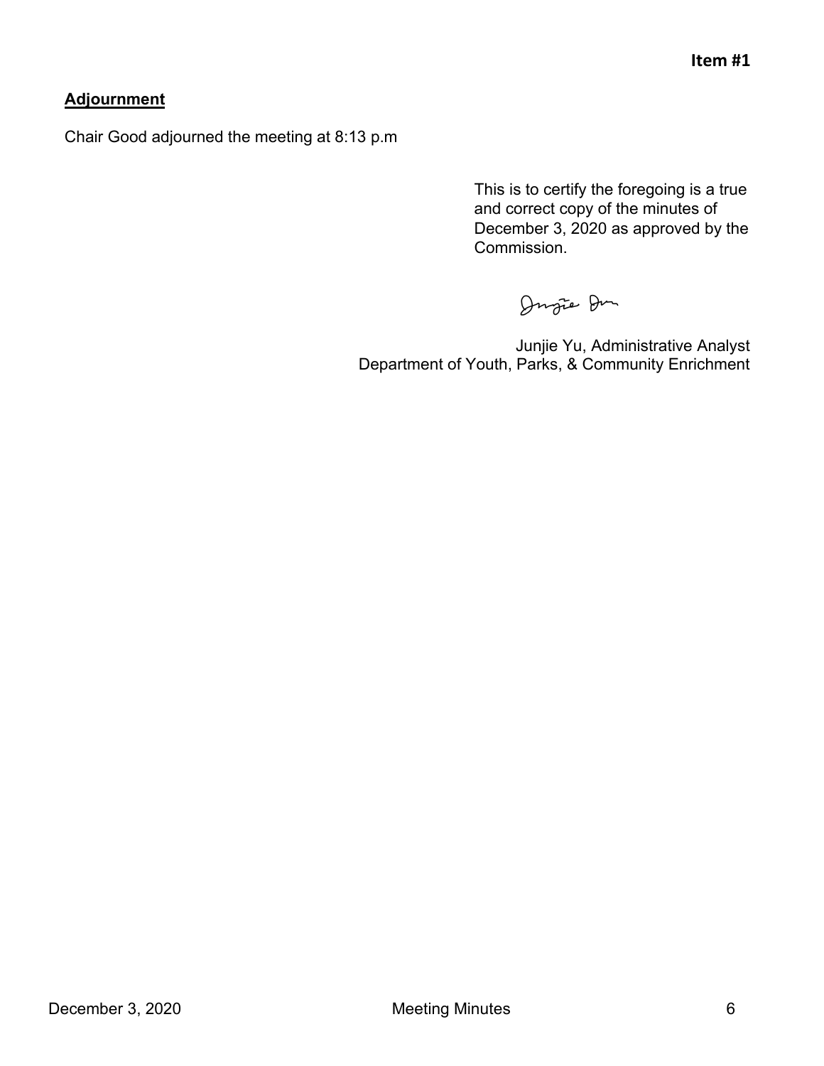**Item #1**

**Adjournment**

Chair Good adjourned the meeting at 8:13 p.m

This is to certify the foregoing is a true and correct copy of the minutes of December 3, 2020 as approved by the Commission.

Junjie Yu, Administrative Analyst
Department of Youth, Parks, & Community Enrichment